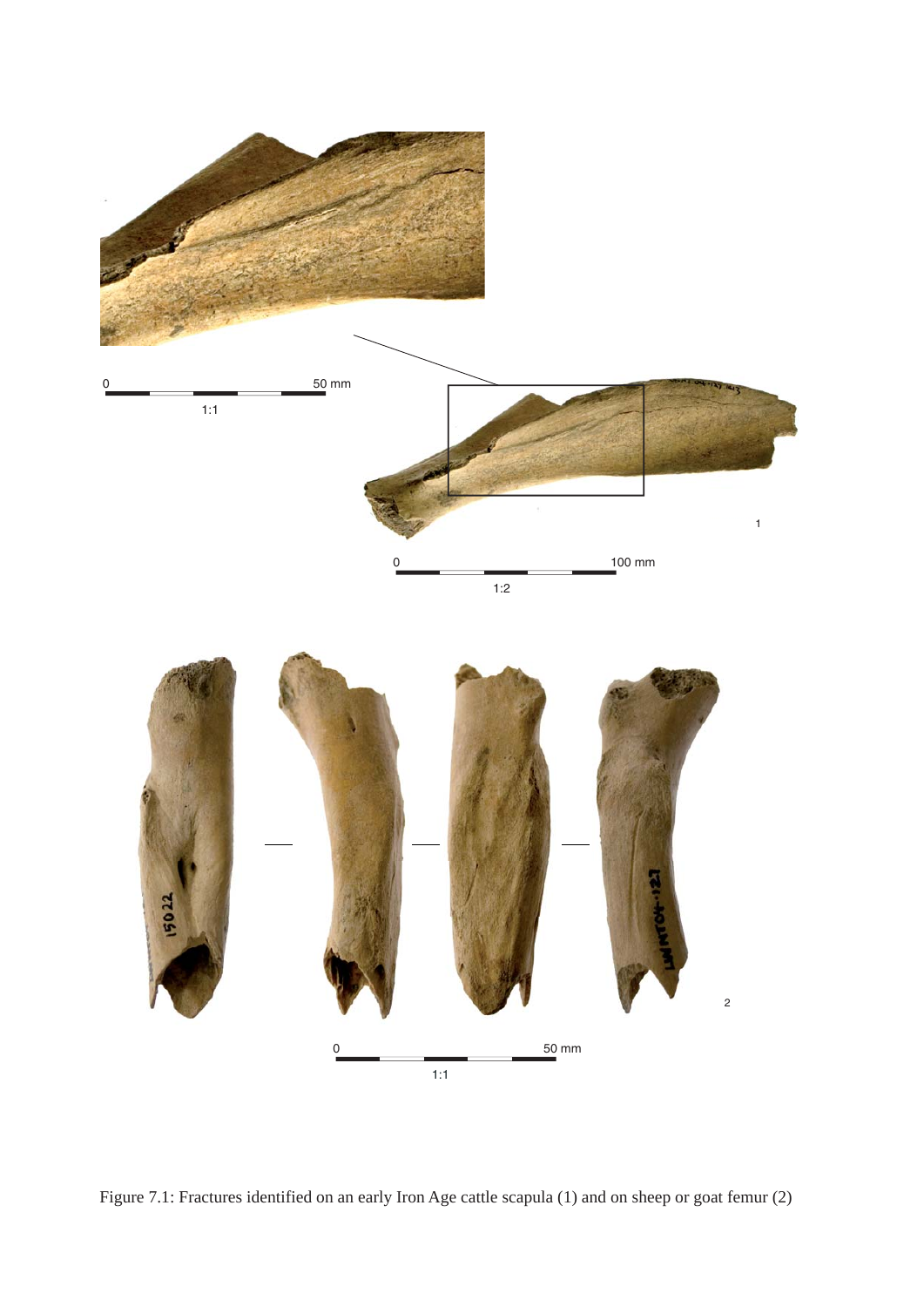Figure 7.1: Fractures identified on an early Iron Age cattle scapula (1) and on sheep or goat femur (2)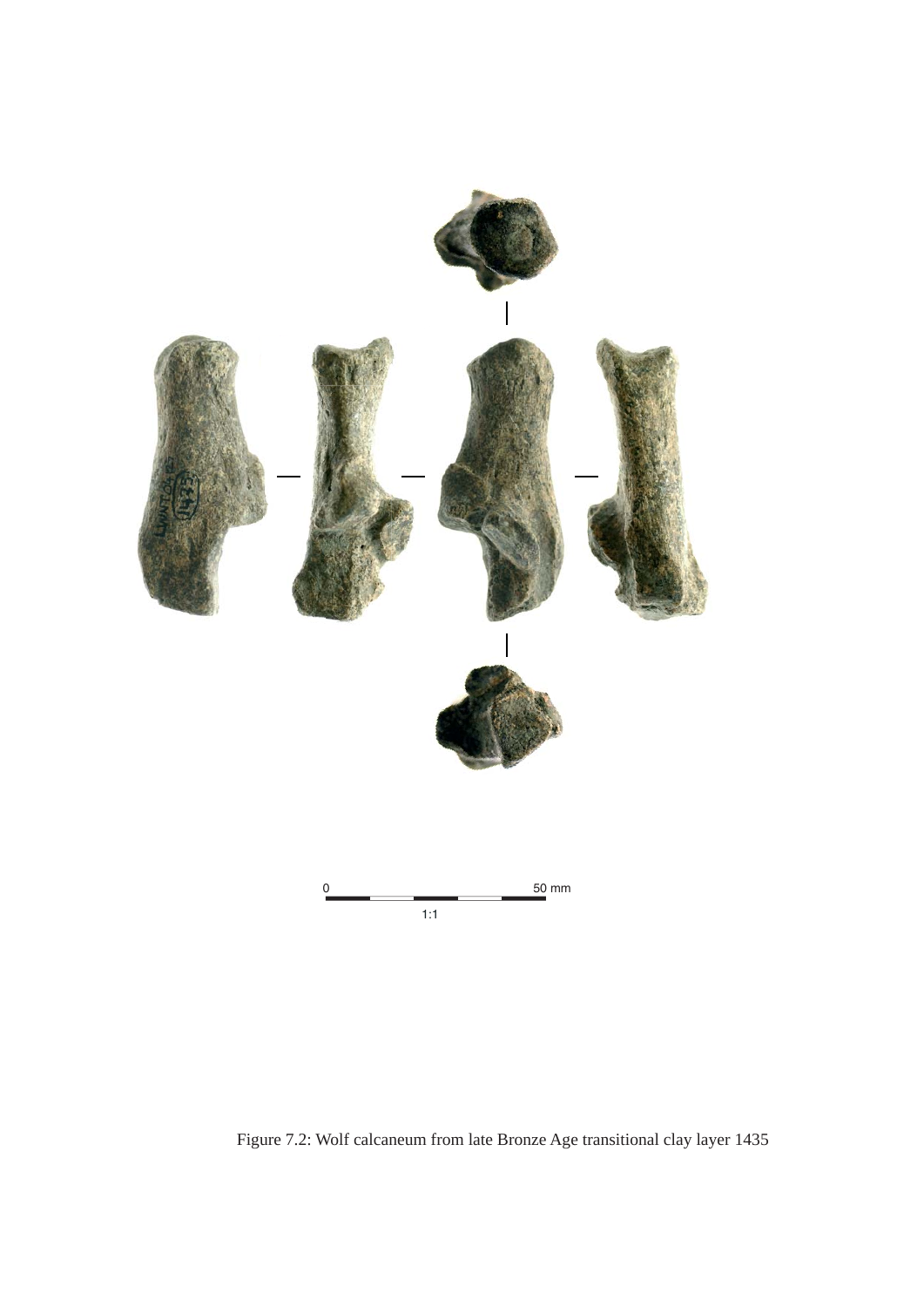Figure 7.2: Wolf calcaneum from late Bronze Age transitional clay layer 1435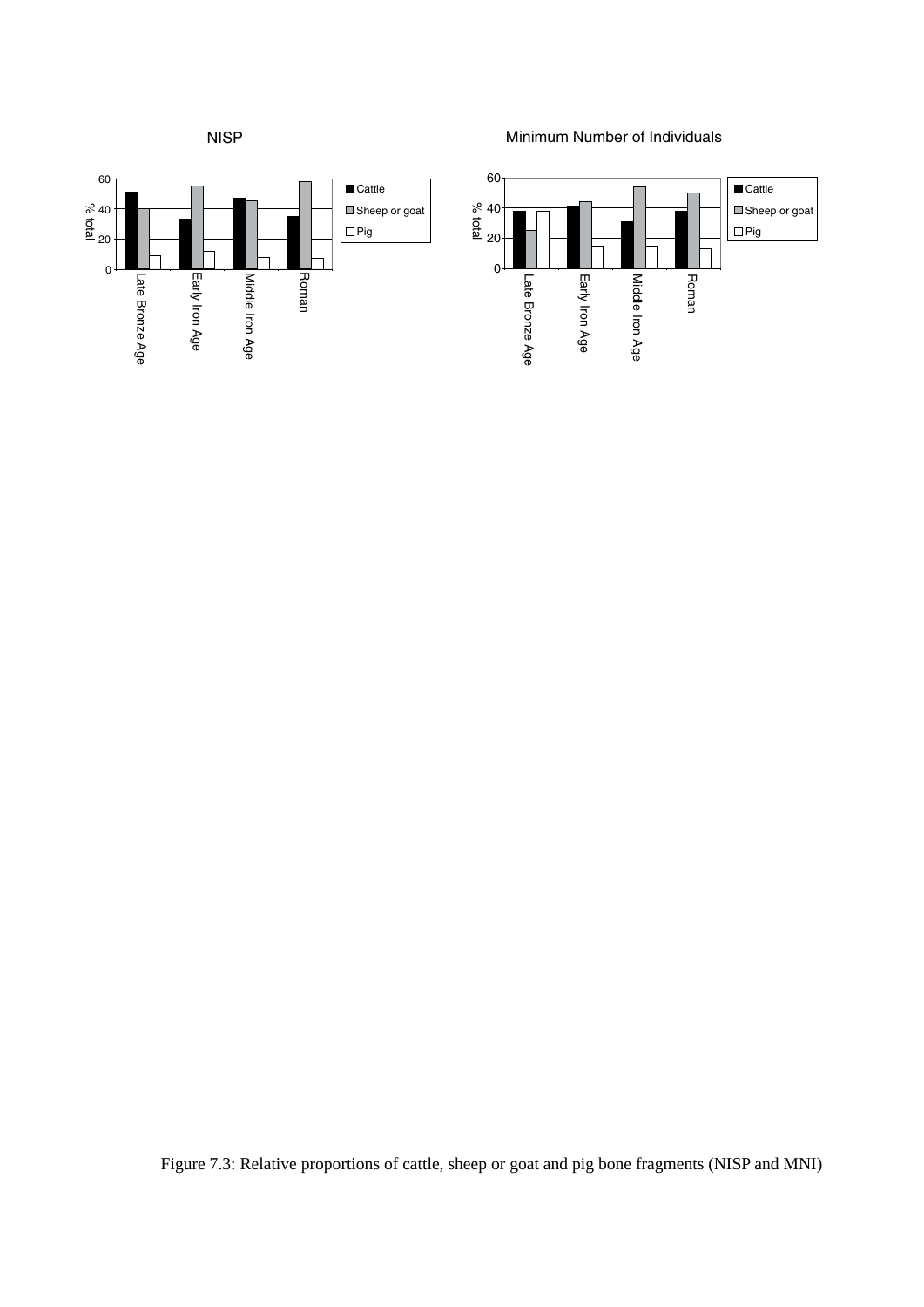NISP

| | Cattle | Sheep or goat | Pig |
|---|---|---|---|
| Late Bronze Age | | | |
| Early Iron Age | | | |
| Middle Iron Age | | | |
| Roman | | | |

Minimum Number of Individuals

| | Cattle | Sheep or goat | Pig |
|---|---|---|---|
| Late Bronze Age | | | |
| Early Iron Age | | | |
| Middle Iron Age | | | |
| Roman | | | |

Figure 7.3: Relative proportions of cattle, sheep or goat and pig bone fragments (NISP and MNI)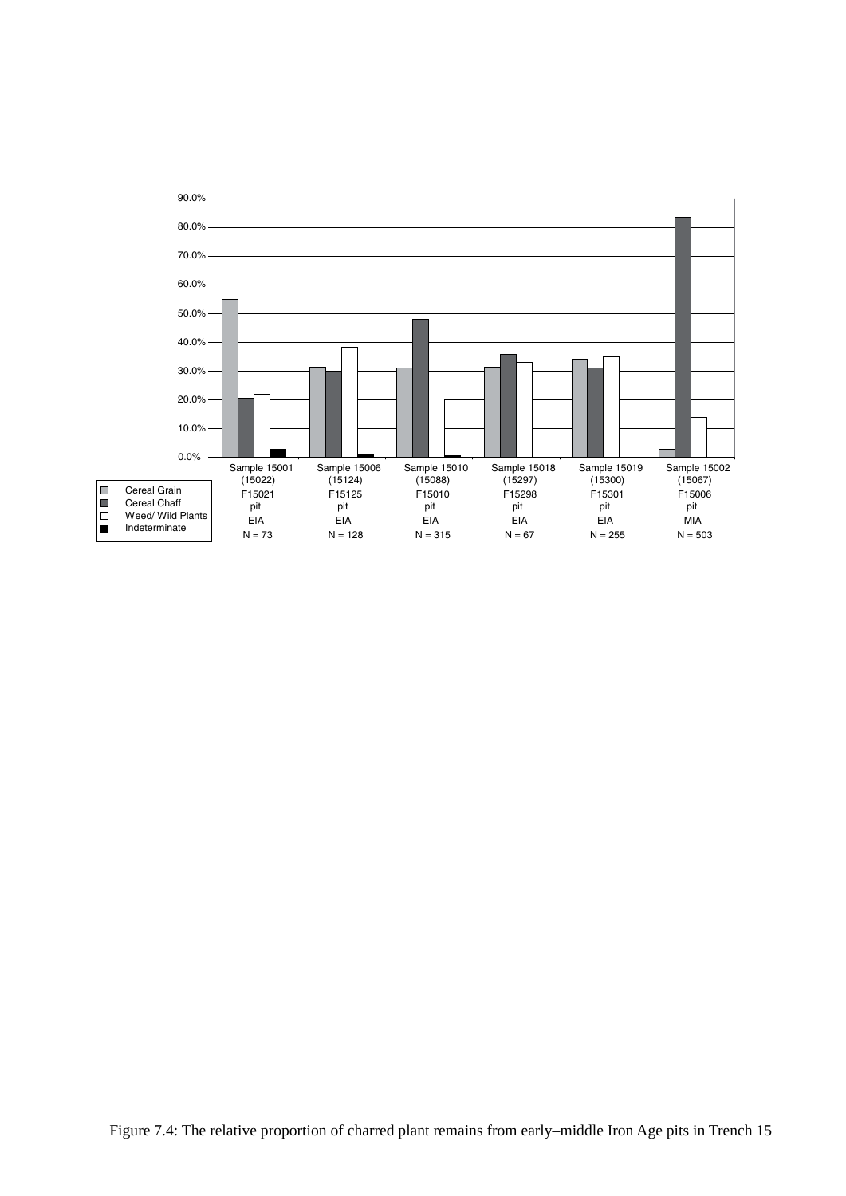90.0%
80.0%
70.0%
60.0%
50.0%
40.0%
30.0%
20.0%
10.0%
0.0%

Sample 15001 (15022) F15021 pit EIA N = 73

Sample 15006 (15124) F15125 pit EIA N = 128

Sample 15010 (15088) F15010 pit EIA N = 315

Sample 15018 (15297) F15298 pit EIA N = 67

Sample 15019 (15300) F15301 pit EIA N = 255

Sample 15002 (15067) F15006 pit MIA N = 503

Cereal Grain
Cereal Chaff
Weed/ Wild Plants
Indeterminate

Figure 7.4: The relative proportion of charred plant remains from early–middle Iron Age pits in Trench 15